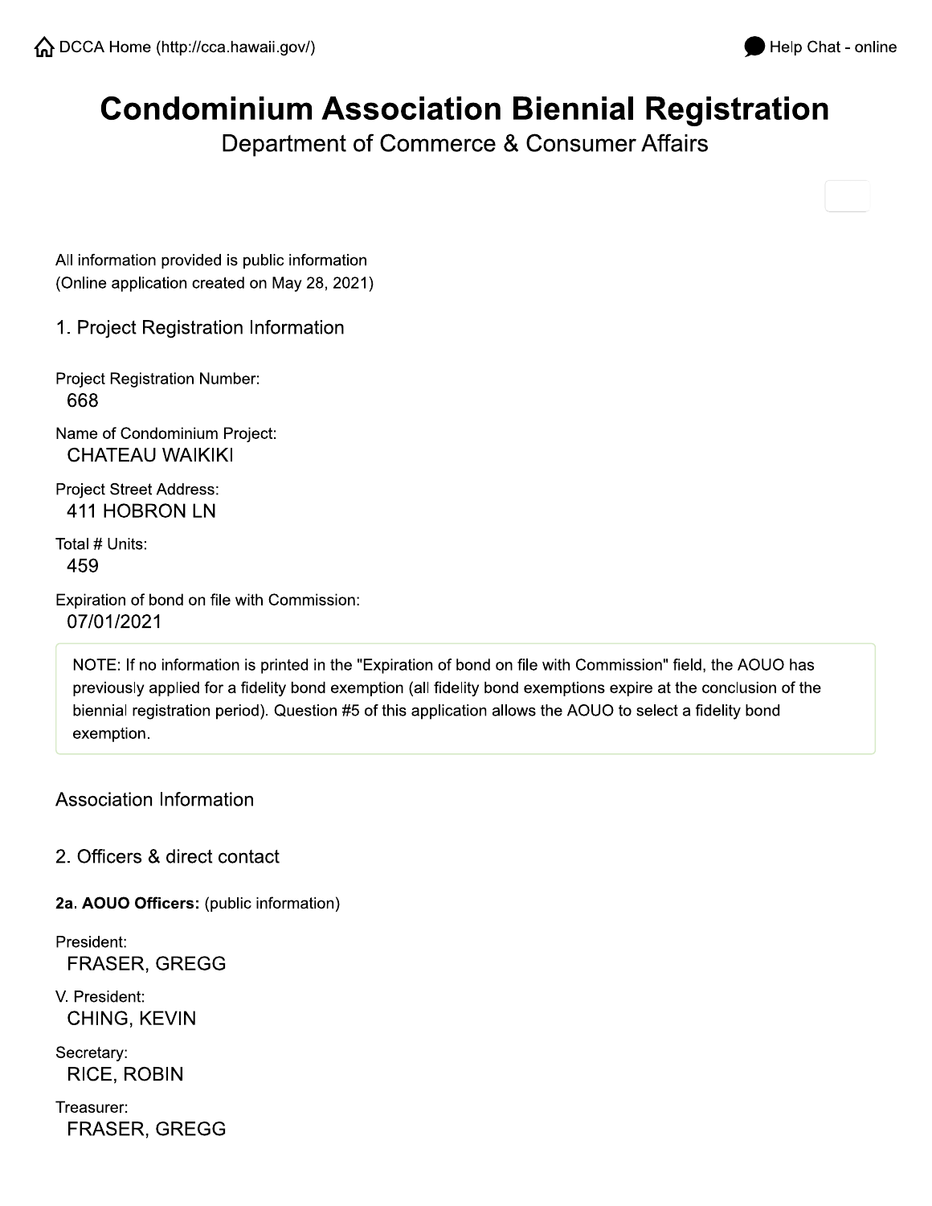DCCA Home (http://cca.hawaii.gov/) Help Chat - online

# Condominium Association Biennial Registration

Department of Commerce & Consumer Affairs

All information provided is public information
(Online application created on May 28, 2021)

## 1. Project Registration Information

Project Registration Number:
668

Name of Condominium Project:
CHATEAU WAIKIKI

Project Street Address:
411 HOBRON LN

Total # Units:
459

Expiration of bond on file with Commission:
07/01/2021

NOTE: If no information is printed in the "Expiration of bond on file with Commission" field, the AOUO has previously applied for a fidelity bond exemption (all fidelity bond exemptions expire at the conclusion of the biennial registration period). Question #5 of this application allows the AOUO to select a fidelity bond exemption.

## Association Information

## 2. Officers & direct contact

**2a. AOUO Officers:** (public information)

President:
FRASER, GREGG

V. President:
CHING, KEVIN

Secretary:
RICE, ROBIN

Treasurer:
FRASER, GREGG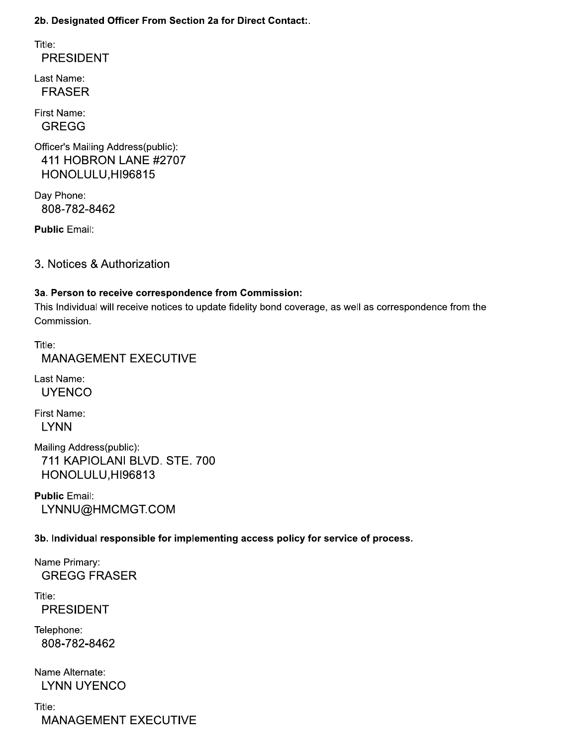**2b. Designated Officer From Section 2a for Direct Contact:**.

Title:
PRESIDENT

Last Name:
FRASER

First Name:
GREGG

Officer's Mailing Address(public):
411 HOBRON LANE #2707
HONOLULU,HI96815

Day Phone:
808-782-8462

**Public** Email:

## 3. Notices & Authorization

**3a. Person to receive correspondence from Commission:**
This Individual will receive notices to update fidelity bond coverage, as well as correspondence from the Commission.

Title:
MANAGEMENT EXECUTIVE

Last Name:
UYENCO

First Name:
LYNN

Mailing Address(public):
711 KAPIOLANI BLVD. STE. 700
HONOLULU,HI96813

**Public** Email:
LYNNU@HMCMGT.COM

**3b. Individual responsible for implementing access policy for service of process.**

Name Primary:
GREGG FRASER

Title:
PRESIDENT

Telephone:
808-782-8462

Name Alternate:
LYNN UYENCO

Title:
MANAGEMENT EXECUTIVE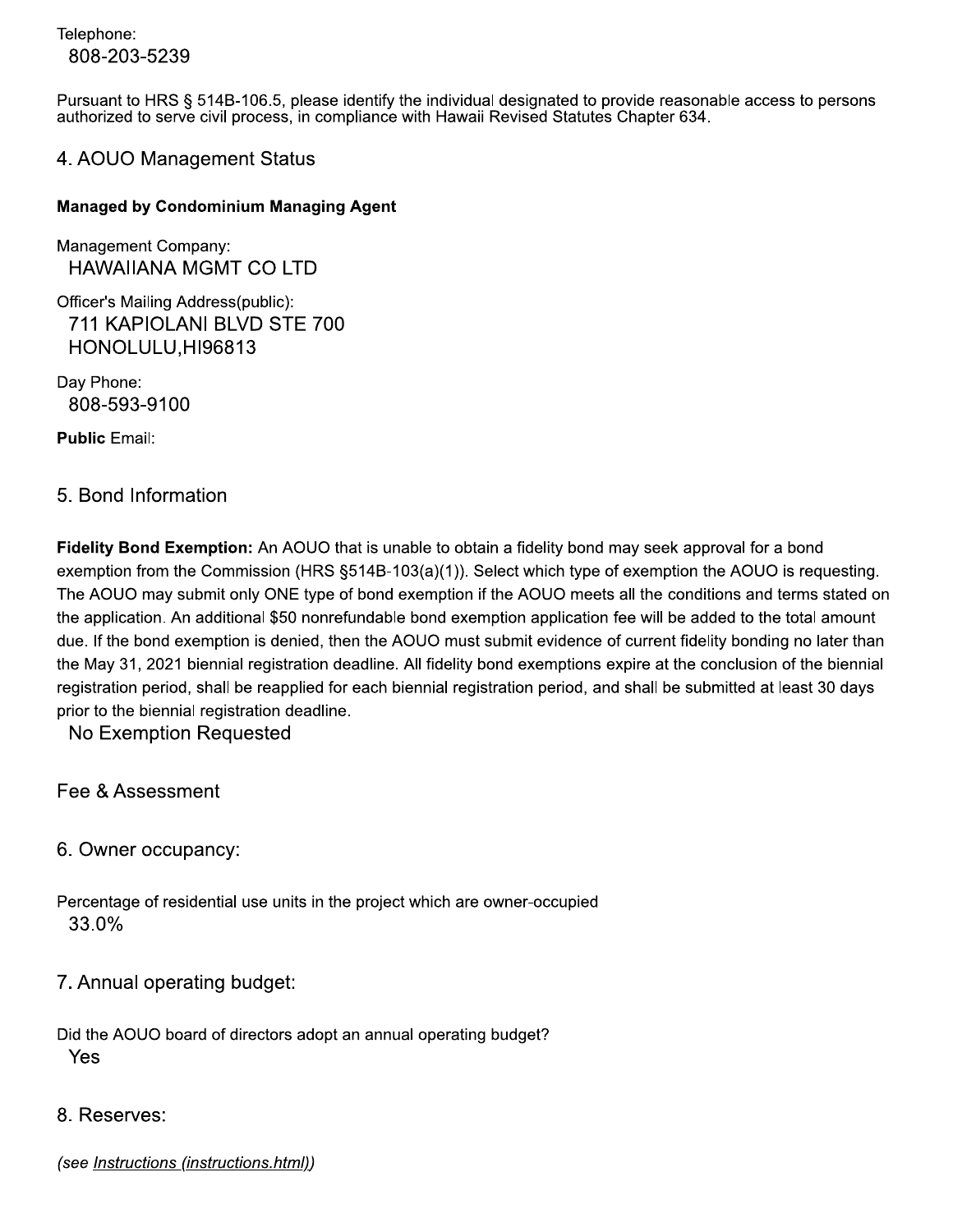Telephone:
808-203-5239

Pursuant to HRS § 514B-106.5, please identify the individual designated to provide reasonable access to persons authorized to serve civil process, in compliance with Hawaii Revised Statutes Chapter 634.

## 4. AOUO Management Status

**Managed by Condominium Managing Agent**

Management Company:
HAWAIIANA MGMT CO LTD

Officer's Mailing Address(public):
711 KAPIOLANI BLVD STE 700
HONOLULU,HI96813

Day Phone:
808-593-9100

**Public** Email:

## 5. Bond Information

**Fidelity Bond Exemption:** An AOUO that is unable to obtain a fidelity bond may seek approval for a bond exemption from the Commission (HRS §514B-103(a)(1)). Select which type of exemption the AOUO is requesting. The AOUO may submit only ONE type of bond exemption if the AOUO meets all the conditions and terms stated on the application. An additional $50 nonrefundable bond exemption application fee will be added to the total amount due. If the bond exemption is denied, then the AOUO must submit evidence of current fidelity bonding no later than the May 31, 2021 biennial registration deadline. All fidelity bond exemptions expire at the conclusion of the biennial registration period, shall be reapplied for each biennial registration period, and shall be submitted at least 30 days prior to the biennial registration deadline.
No Exemption Requested

## Fee & Assessment

## 6. Owner occupancy:

Percentage of residential use units in the project which are owner-occupied
33.0%

## 7. Annual operating budget:

Did the AOUO board of directors adopt an annual operating budget?
Yes

## 8. Reserves:

*(see Instructions (instructions.html))*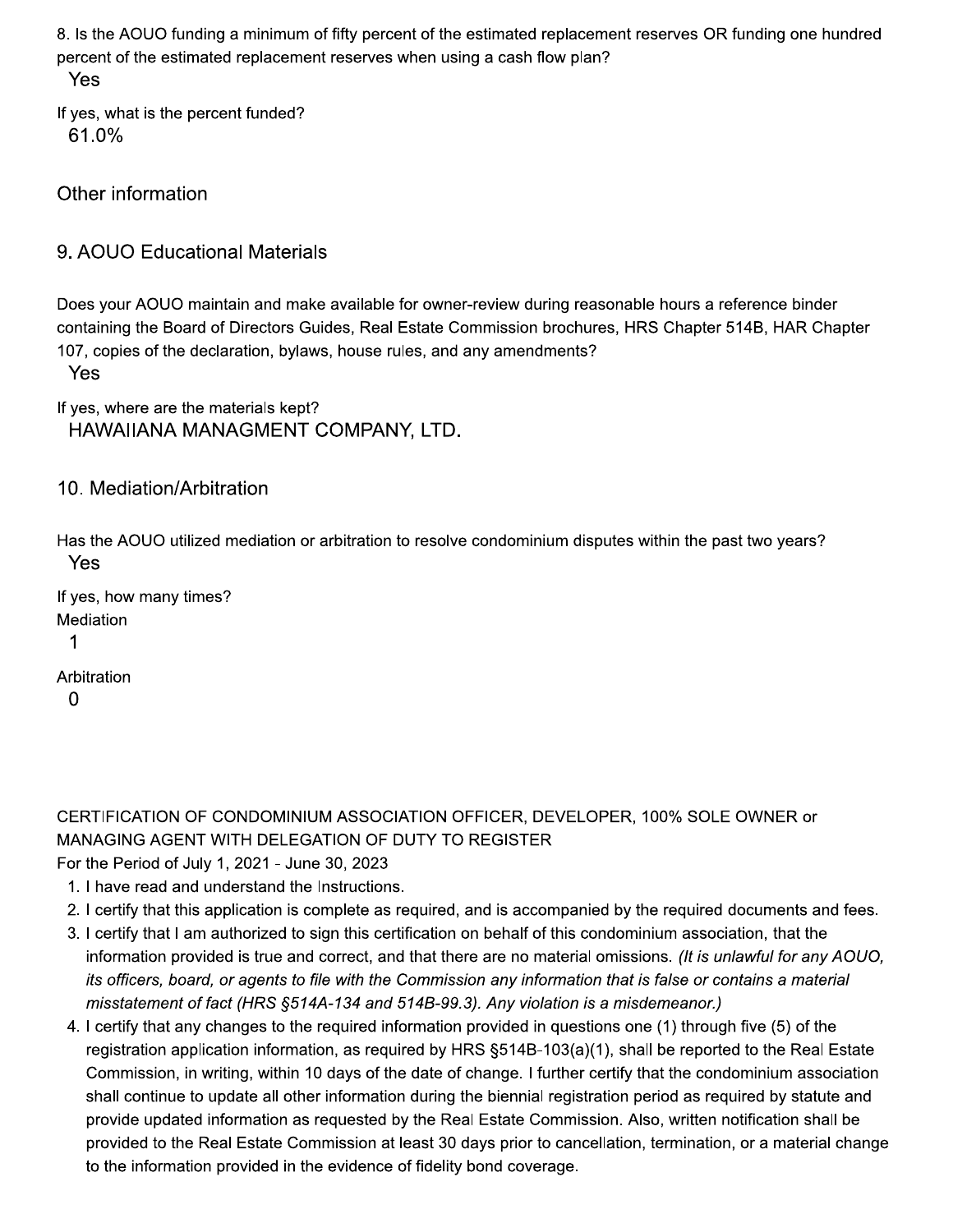8. Is the AOUO funding a minimum of fifty percent of the estimated replacement reserves OR funding one hundred percent of the estimated replacement reserves when using a cash flow plan?

Yes

If yes, what is the percent funded?

61.0%

## Other information

### 9. AOUO Educational Materials

Does your AOUO maintain and make available for owner-review during reasonable hours a reference binder containing the Board of Directors Guides, Real Estate Commission brochures, HRS Chapter 514B, HAR Chapter 107, copies of the declaration, bylaws, house rules, and any amendments?

Yes

If yes, where are the materials kept?

HAWAIIANA MANAGMENT COMPANY, LTD.

### 10. Mediation/Arbitration

Has the AOUO utilized mediation or arbitration to resolve condominium disputes within the past two years?

Yes

If yes, how many times?

Mediation

1

Arbitration

0

CERTIFICATION OF CONDOMINIUM ASSOCIATION OFFICER, DEVELOPER, 100% SOLE OWNER or MANAGING AGENT WITH DELEGATION OF DUTY TO REGISTER

For the Period of July 1, 2021 - June 30, 2023

1. I have read and understand the Instructions.
2. I certify that this application is complete as required, and is accompanied by the required documents and fees.
3. I certify that I am authorized to sign this certification on behalf of this condominium association, that the information provided is true and correct, and that there are no material omissions. *(It is unlawful for any AOUO, its officers, board, or agents to file with the Commission any information that is false or contains a material misstatement of fact (HRS §514A-134 and 514B-99.3). Any violation is a misdemeanor.)*
4. I certify that any changes to the required information provided in questions one (1) through five (5) of the registration application information, as required by HRS §514B-103(a)(1), shall be reported to the Real Estate Commission, in writing, within 10 days of the date of change. I further certify that the condominium association shall continue to update all other information during the biennial registration period as required by statute and provide updated information as requested by the Real Estate Commission. Also, written notification shall be provided to the Real Estate Commission at least 30 days prior to cancellation, termination, or a material change to the information provided in the evidence of fidelity bond coverage.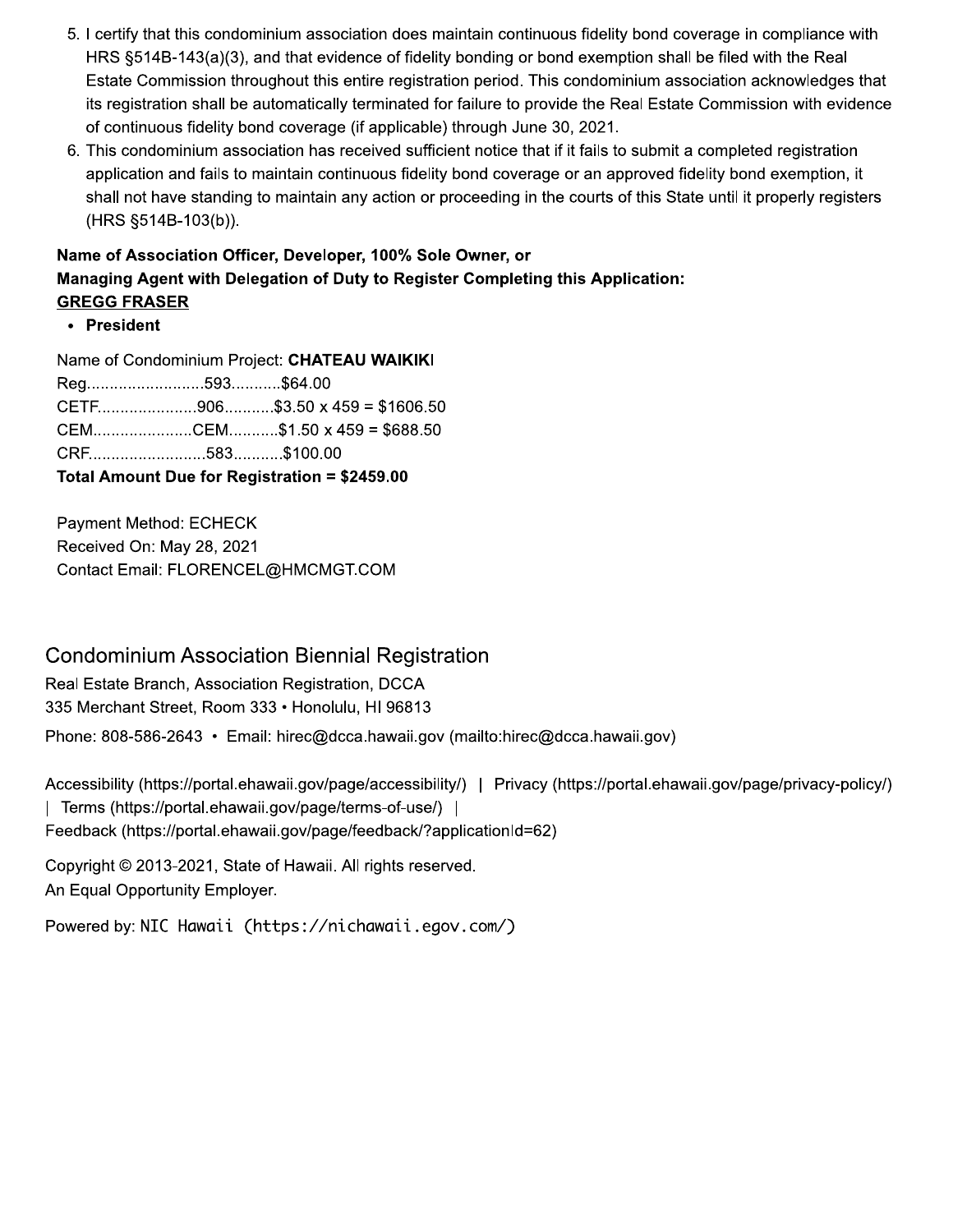5. I certify that this condominium association does maintain continuous fidelity bond coverage in compliance with HRS §514B-143(a)(3), and that evidence of fidelity bonding or bond exemption shall be filed with the Real Estate Commission throughout this entire registration period. This condominium association acknowledges that its registration shall be automatically terminated for failure to provide the Real Estate Commission with evidence of continuous fidelity bond coverage (if applicable) through June 30, 2021.
6. This condominium association has received sufficient notice that if it fails to submit a completed registration application and fails to maintain continuous fidelity bond coverage or an approved fidelity bond exemption, it shall not have standing to maintain any action or proceeding in the courts of this State until it properly registers (HRS §514B-103(b)).

**Name of Association Officer, Developer, 100% Sole Owner, or**
**Managing Agent with Delegation of Duty to Register Completing this Application:**
**GREGG FRASER**

- **President**

Name of Condominium Project: **CHATEAU WAIKIKI**

Reg..........................593...........$64.00
CETF......................906...........$3.50 x 459 = $1606.50
CEM......................CEM...........$1.50 x 459 = $688.50
CRF..........................583...........$100.00
**Total Amount Due for Registration = $2459.00**

Payment Method: ECHECK
Received On: May 28, 2021
Contact Email: FLORENCEL@HMCMGT.COM

## Condominium Association Biennial Registration

Real Estate Branch, Association Registration, DCCA
335 Merchant Street, Room 333 • Honolulu, HI 96813

Phone: 808-586-2643 • Email: hirec@dcca.hawaii.gov (mailto:hirec@dcca.hawaii.gov)

Accessibility (https://portal.ehawaii.gov/page/accessibility/) | Privacy (https://portal.ehawaii.gov/page/privacy-policy/) | Terms (https://portal.ehawaii.gov/page/terms-of-use/) |
Feedback (https://portal.ehawaii.gov/page/feedback/?applicationId=62)

Copyright © 2013-2021, State of Hawaii. All rights reserved.
An Equal Opportunity Employer.

Powered by: NIC Hawaii (https://nichawaii.egov.com/)